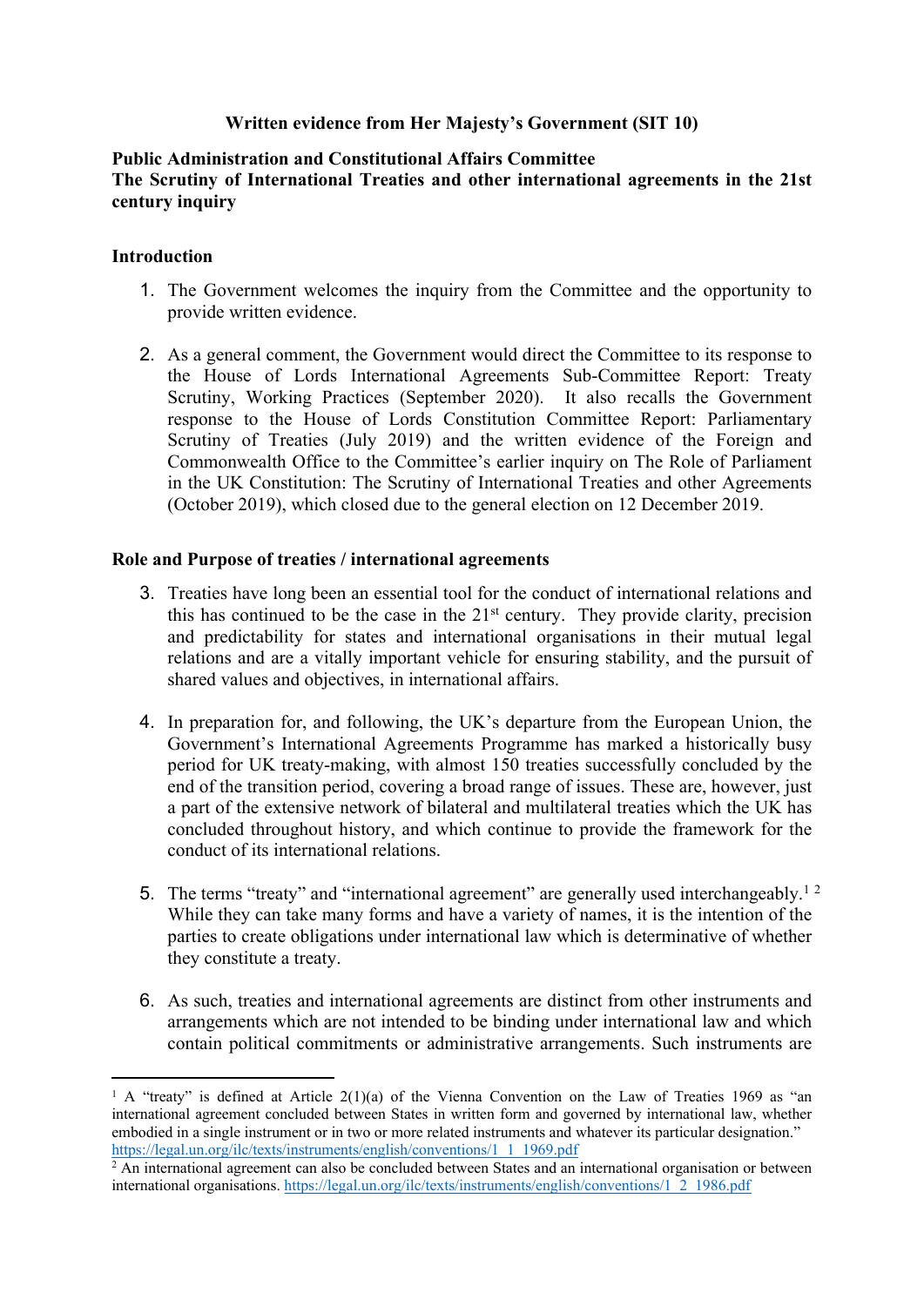**Written evidence from Her Majesty's Government (SIT 10)**

**Public Administration and Constitutional Affairs Committee**
**The Scrutiny of International Treaties and other international agreements in the 21st century inquiry**

**Introduction**

1. The Government welcomes the inquiry from the Committee and the opportunity to provide written evidence.

2. As a general comment, the Government would direct the Committee to its response to the House of Lords International Agreements Sub-Committee Report: Treaty Scrutiny, Working Practices (September 2020). It also recalls the Government response to the House of Lords Constitution Committee Report: Parliamentary Scrutiny of Treaties (July 2019) and the written evidence of the Foreign and Commonwealth Office to the Committee's earlier inquiry on The Role of Parliament in the UK Constitution: The Scrutiny of International Treaties and other Agreements (October 2019), which closed due to the general election on 12 December 2019.

**Role and Purpose of treaties / international agreements**

3. Treaties have long been an essential tool for the conduct of international relations and this has continued to be the case in the 21st century. They provide clarity, precision and predictability for states and international organisations in their mutual legal relations and are a vitally important vehicle for ensuring stability, and the pursuit of shared values and objectives, in international affairs.

4. In preparation for, and following, the UK's departure from the European Union, the Government's International Agreements Programme has marked a historically busy period for UK treaty-making, with almost 150 treaties successfully concluded by the end of the transition period, covering a broad range of issues. These are, however, just a part of the extensive network of bilateral and multilateral treaties which the UK has concluded throughout history, and which continue to provide the framework for the conduct of its international relations.

5. The terms "treaty" and "international agreement" are generally used interchangeably.[1] [2] While they can take many forms and have a variety of names, it is the intention of the parties to create obligations under international law which is determinative of whether they constitute a treaty.

6. As such, treaties and international agreements are distinct from other instruments and arrangements which are not intended to be binding under international law and which contain political commitments or administrative arrangements. Such instruments are

---

[1] A "treaty" is defined at Article 2(1)(a) of the Vienna Convention on the Law of Treaties 1969 as "an international agreement concluded between States in written form and governed by international law, whether embodied in a single instrument or in two or more related instruments and whatever its particular designation." https://legal.un.org/ilc/texts/instruments/english/conventions/1_1_1969.pdf

[2] An international agreement can also be concluded between States and an international organisation or between international organisations. https://legal.un.org/ilc/texts/instruments/english/conventions/1_2_1986.pdf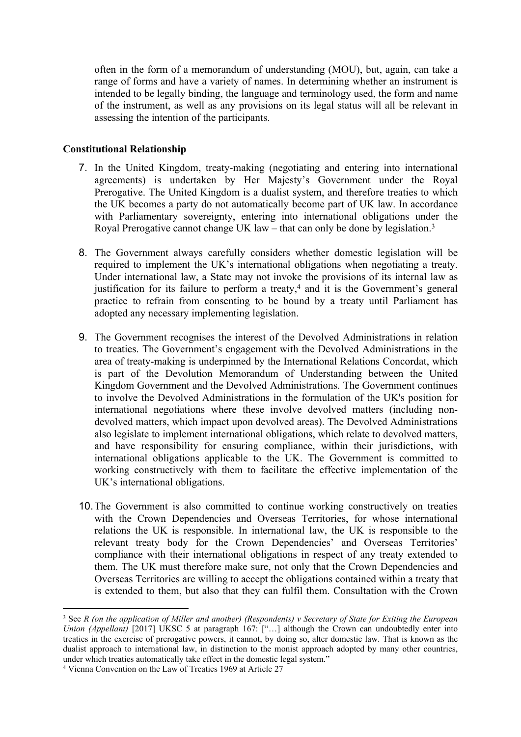often in the form of a memorandum of understanding (MOU), but, again, can take a range of forms and have a variety of names. In determining whether an instrument is intended to be legally binding, the language and terminology used, the form and name of the instrument, as well as any provisions on its legal status will all be relevant in assessing the intention of the participants.

**Constitutional Relationship**

7. In the United Kingdom, treaty-making (negotiating and entering into international agreements) is undertaken by Her Majesty's Government under the Royal Prerogative. The United Kingdom is a dualist system, and therefore treaties to which the UK becomes a party do not automatically become part of UK law. In accordance with Parliamentary sovereignty, entering into international obligations under the Royal Prerogative cannot change UK law – that can only be done by legislation.[3]

8. The Government always carefully considers whether domestic legislation will be required to implement the UK's international obligations when negotiating a treaty. Under international law, a State may not invoke the provisions of its internal law as justification for its failure to perform a treaty,[4] and it is the Government's general practice to refrain from consenting to be bound by a treaty until Parliament has adopted any necessary implementing legislation.

9. The Government recognises the interest of the Devolved Administrations in relation to treaties. The Government's engagement with the Devolved Administrations in the area of treaty-making is underpinned by the International Relations Concordat, which is part of the Devolution Memorandum of Understanding between the United Kingdom Government and the Devolved Administrations. The Government continues to involve the Devolved Administrations in the formulation of the UK's position for international negotiations where these involve devolved matters (including non-devolved matters, which impact upon devolved areas). The Devolved Administrations also legislate to implement international obligations, which relate to devolved matters, and have responsibility for ensuring compliance, within their jurisdictions, with international obligations applicable to the UK. The Government is committed to working constructively with them to facilitate the effective implementation of the UK's international obligations.

10. The Government is also committed to continue working constructively on treaties with the Crown Dependencies and Overseas Territories, for whose international relations the UK is responsible. In international law, the UK is responsible to the relevant treaty body for the Crown Dependencies' and Overseas Territories' compliance with their international obligations in respect of any treaty extended to them. The UK must therefore make sure, not only that the Crown Dependencies and Overseas Territories are willing to accept the obligations contained within a treaty that is extended to them, but also that they can fulfil them. Consultation with the Crown

---

[3] See *R (on the application of Miller and another) (Respondents) v Secretary of State for Exiting the European Union (Appellant)* [2017] UKSC 5 at paragraph 167: ["…] although the Crown can undoubtedly enter into treaties in the exercise of prerogative powers, it cannot, by doing so, alter domestic law. That is known as the dualist approach to international law, in distinction to the monist approach adopted by many other countries, under which treaties automatically take effect in the domestic legal system."

[4] Vienna Convention on the Law of Treaties 1969 at Article 27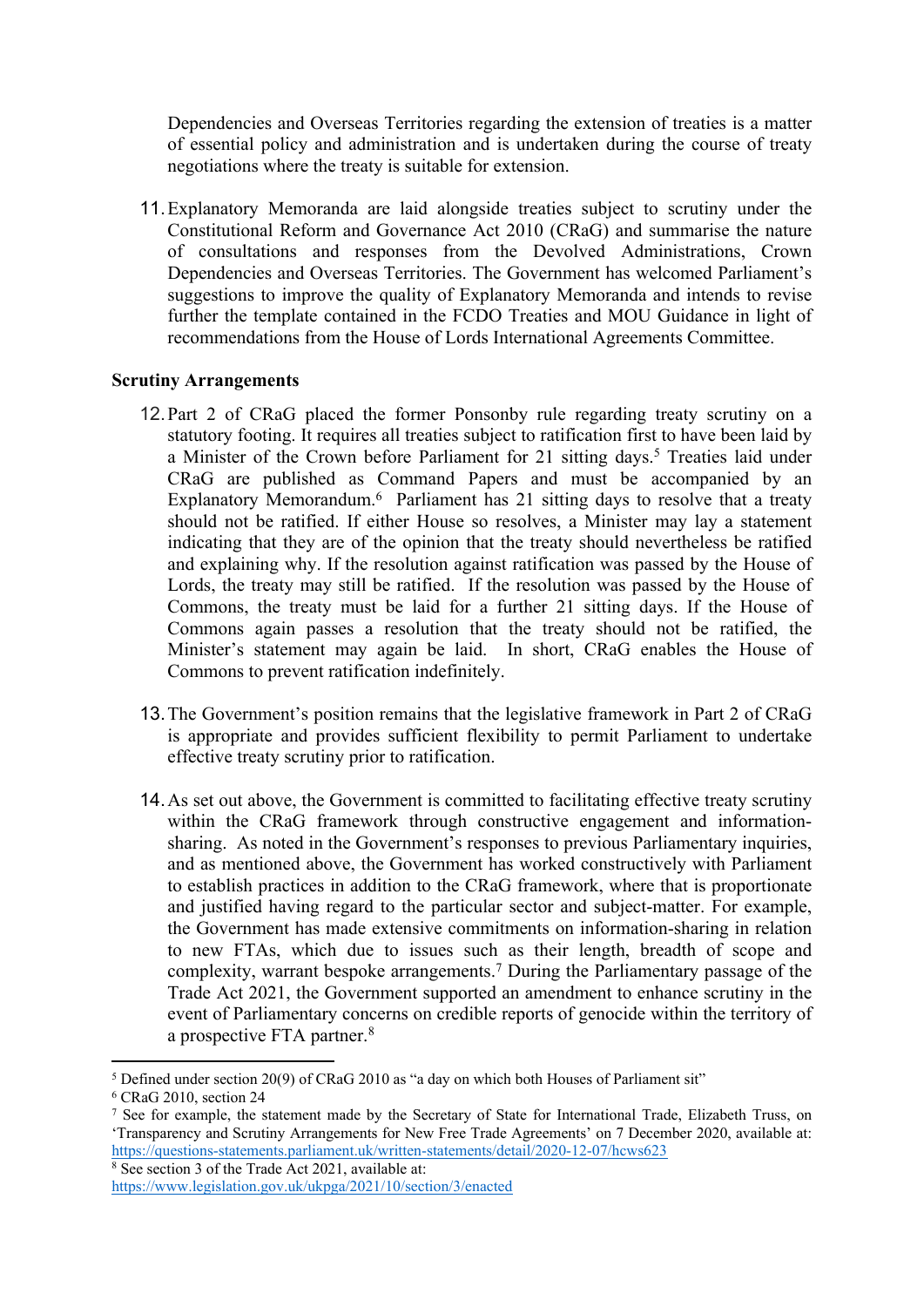Dependencies and Overseas Territories regarding the extension of treaties is a matter of essential policy and administration and is undertaken during the course of treaty negotiations where the treaty is suitable for extension.

11. Explanatory Memoranda are laid alongside treaties subject to scrutiny under the Constitutional Reform and Governance Act 2010 (CRaG) and summarise the nature of consultations and responses from the Devolved Administrations, Crown Dependencies and Overseas Territories. The Government has welcomed Parliament's suggestions to improve the quality of Explanatory Memoranda and intends to revise further the template contained in the FCDO Treaties and MOU Guidance in light of recommendations from the House of Lords International Agreements Committee.

**Scrutiny Arrangements**

12. Part 2 of CRaG placed the former Ponsonby rule regarding treaty scrutiny on a statutory footing. It requires all treaties subject to ratification first to have been laid by a Minister of the Crown before Parliament for 21 sitting days.[5] Treaties laid under CRaG are published as Command Papers and must be accompanied by an Explanatory Memorandum.[6] Parliament has 21 sitting days to resolve that a treaty should not be ratified. If either House so resolves, a Minister may lay a statement indicating that they are of the opinion that the treaty should nevertheless be ratified and explaining why. If the resolution against ratification was passed by the House of Lords, the treaty may still be ratified. If the resolution was passed by the House of Commons, the treaty must be laid for a further 21 sitting days. If the House of Commons again passes a resolution that the treaty should not be ratified, the Minister's statement may again be laid. In short, CRaG enables the House of Commons to prevent ratification indefinitely.

13. The Government's position remains that the legislative framework in Part 2 of CRaG is appropriate and provides sufficient flexibility to permit Parliament to undertake effective treaty scrutiny prior to ratification.

14. As set out above, the Government is committed to facilitating effective treaty scrutiny within the CRaG framework through constructive engagement and information-sharing. As noted in the Government's responses to previous Parliamentary inquiries, and as mentioned above, the Government has worked constructively with Parliament to establish practices in addition to the CRaG framework, where that is proportionate and justified having regard to the particular sector and subject-matter. For example, the Government has made extensive commitments on information-sharing in relation to new FTAs, which due to issues such as their length, breadth of scope and complexity, warrant bespoke arrangements.[7] During the Parliamentary passage of the Trade Act 2021, the Government supported an amendment to enhance scrutiny in the event of Parliamentary concerns on credible reports of genocide within the territory of a prospective FTA partner.[8]

---

[5] Defined under section 20(9) of CRaG 2010 as "a day on which both Houses of Parliament sit"

[6] CRaG 2010, section 24

[7] See for example, the statement made by the Secretary of State for International Trade, Elizabeth Truss, on 'Transparency and Scrutiny Arrangements for New Free Trade Agreements' on 7 December 2020, available at: https://questions-statements.parliament.uk/written-statements/detail/2020-12-07/hcws623

[8] See section 3 of the Trade Act 2021, available at: https://www.legislation.gov.uk/ukpga/2021/10/section/3/enacted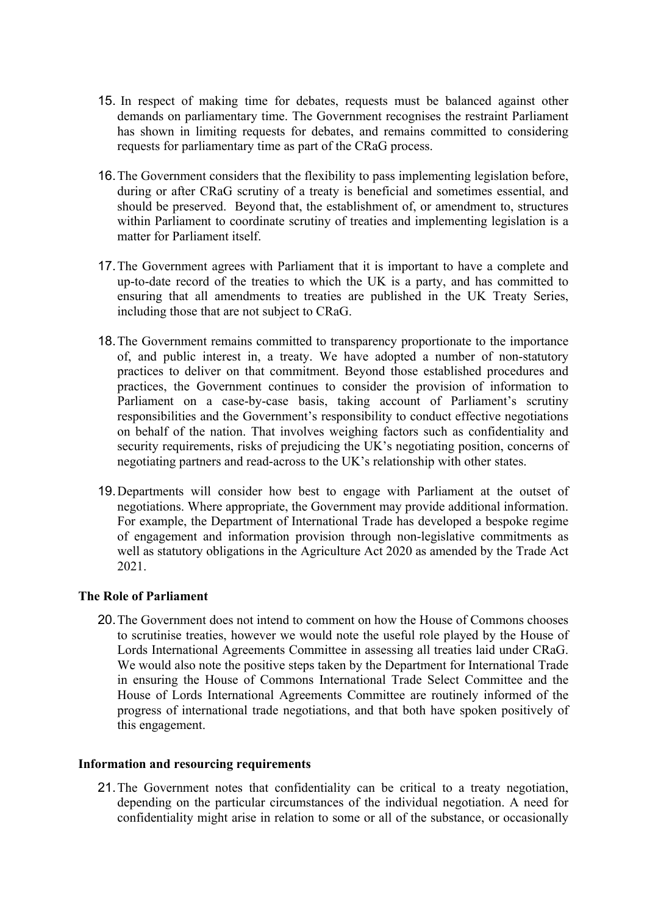15. In respect of making time for debates, requests must be balanced against other demands on parliamentary time. The Government recognises the restraint Parliament has shown in limiting requests for debates, and remains committed to considering requests for parliamentary time as part of the CRaG process.

16. The Government considers that the flexibility to pass implementing legislation before, during or after CRaG scrutiny of a treaty is beneficial and sometimes essential, and should be preserved. Beyond that, the establishment of, or amendment to, structures within Parliament to coordinate scrutiny of treaties and implementing legislation is a matter for Parliament itself.

17. The Government agrees with Parliament that it is important to have a complete and up-to-date record of the treaties to which the UK is a party, and has committed to ensuring that all amendments to treaties are published in the UK Treaty Series, including those that are not subject to CRaG.

18. The Government remains committed to transparency proportionate to the importance of, and public interest in, a treaty. We have adopted a number of non-statutory practices to deliver on that commitment. Beyond those established procedures and practices, the Government continues to consider the provision of information to Parliament on a case-by-case basis, taking account of Parliament's scrutiny responsibilities and the Government's responsibility to conduct effective negotiations on behalf of the nation. That involves weighing factors such as confidentiality and security requirements, risks of prejudicing the UK's negotiating position, concerns of negotiating partners and read-across to the UK's relationship with other states.

19. Departments will consider how best to engage with Parliament at the outset of negotiations. Where appropriate, the Government may provide additional information. For example, the Department of International Trade has developed a bespoke regime of engagement and information provision through non-legislative commitments as well as statutory obligations in the Agriculture Act 2020 as amended by the Trade Act 2021.

**The Role of Parliament**

20. The Government does not intend to comment on how the House of Commons chooses to scrutinise treaties, however we would note the useful role played by the House of Lords International Agreements Committee in assessing all treaties laid under CRaG. We would also note the positive steps taken by the Department for International Trade in ensuring the House of Commons International Trade Select Committee and the House of Lords International Agreements Committee are routinely informed of the progress of international trade negotiations, and that both have spoken positively of this engagement.

**Information and resourcing requirements**

21. The Government notes that confidentiality can be critical to a treaty negotiation, depending on the particular circumstances of the individual negotiation. A need for confidentiality might arise in relation to some or all of the substance, or occasionally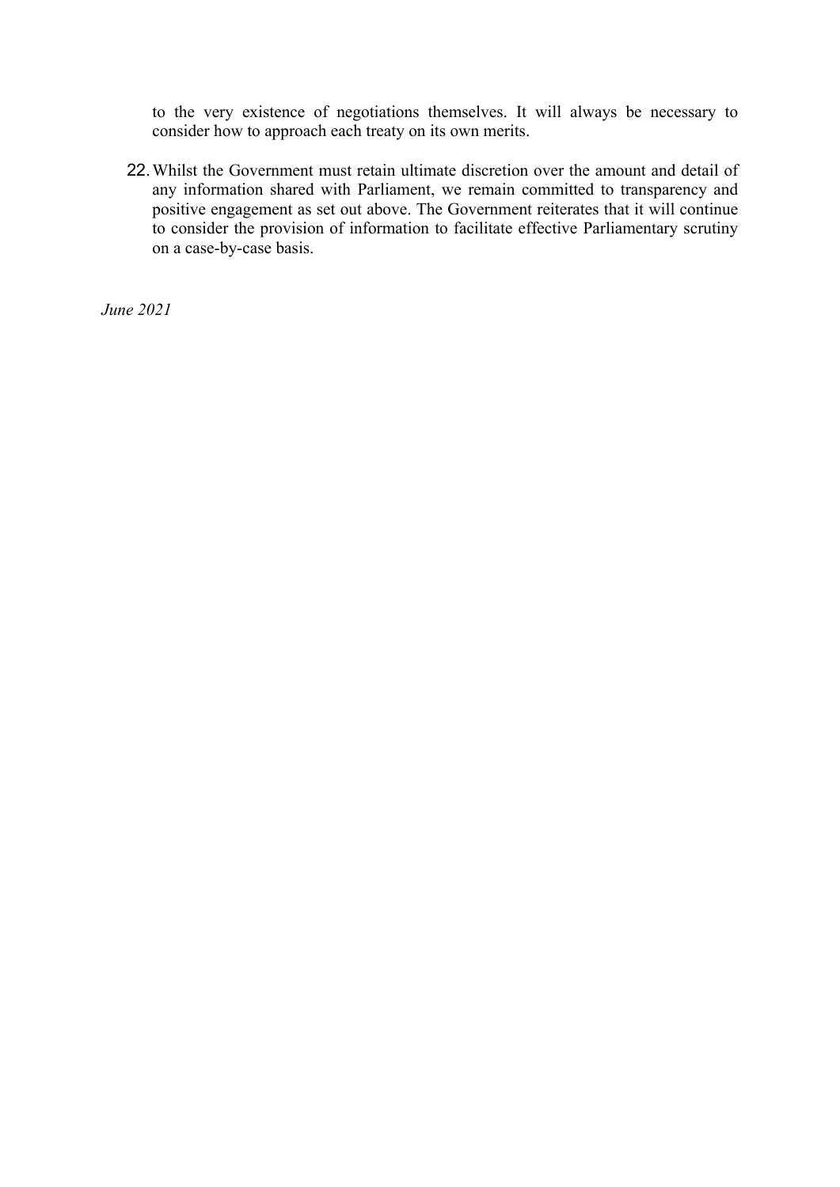to the very existence of negotiations themselves. It will always be necessary to consider how to approach each treaty on its own merits.

22. Whilst the Government must retain ultimate discretion over the amount and detail of any information shared with Parliament, we remain committed to transparency and positive engagement as set out above. The Government reiterates that it will continue to consider the provision of information to facilitate effective Parliamentary scrutiny on a case-by-case basis.

*June 2021*